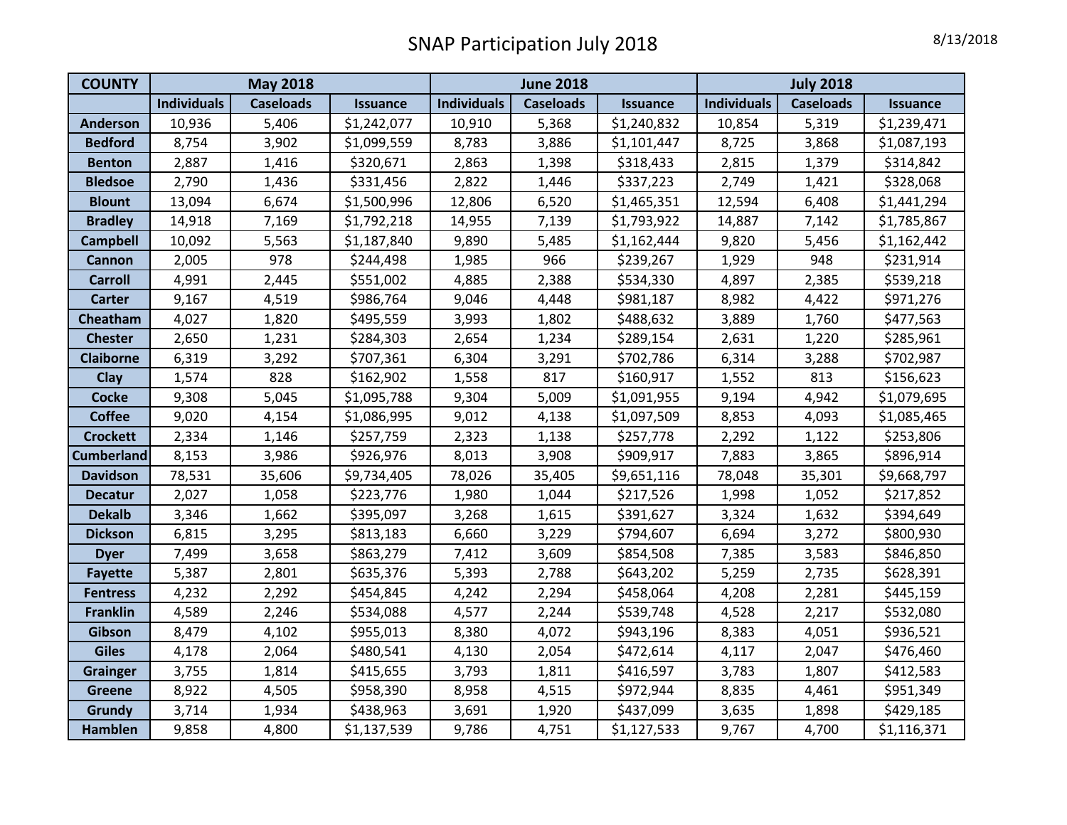# SNAP Participation July 2018

8/13/2018

| COUNTY | May 2018 | | | June 2018 | | | July 2018 | | |
|---|---|---|---|---|---|---|---|---|---|
| | Individuals | Caseloads | Issuance | Individuals | Caseloads | Issuance | Individuals | Caseloads | Issuance |
| Anderson | 10,936 | 5,406 | $1,242,077 | 10,910 | 5,368 | $1,240,832 | 10,854 | 5,319 | $1,239,471 |
| Bedford | 8,754 | 3,902 | $1,099,559 | 8,783 | 3,886 | $1,101,447 | 8,725 | 3,868 | $1,087,193 |
| Benton | 2,887 | 1,416 | $320,671 | 2,863 | 1,398 | $318,433 | 2,815 | 1,379 | $314,842 |
| Bledsoe | 2,790 | 1,436 | $331,456 | 2,822 | 1,446 | $337,223 | 2,749 | 1,421 | $328,068 |
| Blount | 13,094 | 6,674 | $1,500,996 | 12,806 | 6,520 | $1,465,351 | 12,594 | 6,408 | $1,441,294 |
| Bradley | 14,918 | 7,169 | $1,792,218 | 14,955 | 7,139 | $1,793,922 | 14,887 | 7,142 | $1,785,867 |
| Campbell | 10,092 | 5,563 | $1,187,840 | 9,890 | 5,485 | $1,162,444 | 9,820 | 5,456 | $1,162,442 |
| Cannon | 2,005 | 978 | $244,498 | 1,985 | 966 | $239,267 | 1,929 | 948 | $231,914 |
| Carroll | 4,991 | 2,445 | $551,002 | 4,885 | 2,388 | $534,330 | 4,897 | 2,385 | $539,218 |
| Carter | 9,167 | 4,519 | $986,764 | 9,046 | 4,448 | $981,187 | 8,982 | 4,422 | $971,276 |
| Cheatham | 4,027 | 1,820 | $495,559 | 3,993 | 1,802 | $488,632 | 3,889 | 1,760 | $477,563 |
| Chester | 2,650 | 1,231 | $284,303 | 2,654 | 1,234 | $289,154 | 2,631 | 1,220 | $285,961 |
| Claiborne | 6,319 | 3,292 | $707,361 | 6,304 | 3,291 | $702,786 | 6,314 | 3,288 | $702,987 |
| Clay | 1,574 | 828 | $162,902 | 1,558 | 817 | $160,917 | 1,552 | 813 | $156,623 |
| Cocke | 9,308 | 5,045 | $1,095,788 | 9,304 | 5,009 | $1,091,955 | 9,194 | 4,942 | $1,079,695 |
| Coffee | 9,020 | 4,154 | $1,086,995 | 9,012 | 4,138 | $1,097,509 | 8,853 | 4,093 | $1,085,465 |
| Crockett | 2,334 | 1,146 | $257,759 | 2,323 | 1,138 | $257,778 | 2,292 | 1,122 | $253,806 |
| Cumberland | 8,153 | 3,986 | $926,976 | 8,013 | 3,908 | $909,917 | 7,883 | 3,865 | $896,914 |
| Davidson | 78,531 | 35,606 | $9,734,405 | 78,026 | 35,405 | $9,651,116 | 78,048 | 35,301 | $9,668,797 |
| Decatur | 2,027 | 1,058 | $223,776 | 1,980 | 1,044 | $217,526 | 1,998 | 1,052 | $217,852 |
| Dekalb | 3,346 | 1,662 | $395,097 | 3,268 | 1,615 | $391,627 | 3,324 | 1,632 | $394,649 |
| Dickson | 6,815 | 3,295 | $813,183 | 6,660 | 3,229 | $794,607 | 6,694 | 3,272 | $800,930 |
| Dyer | 7,499 | 3,658 | $863,279 | 7,412 | 3,609 | $854,508 | 7,385 | 3,583 | $846,850 |
| Fayette | 5,387 | 2,801 | $635,376 | 5,393 | 2,788 | $643,202 | 5,259 | 2,735 | $628,391 |
| Fentress | 4,232 | 2,292 | $454,845 | 4,242 | 2,294 | $458,064 | 4,208 | 2,281 | $445,159 |
| Franklin | 4,589 | 2,246 | $534,088 | 4,577 | 2,244 | $539,748 | 4,528 | 2,217 | $532,080 |
| Gibson | 8,479 | 4,102 | $955,013 | 8,380 | 4,072 | $943,196 | 8,383 | 4,051 | $936,521 |
| Giles | 4,178 | 2,064 | $480,541 | 4,130 | 2,054 | $472,614 | 4,117 | 2,047 | $476,460 |
| Grainger | 3,755 | 1,814 | $415,655 | 3,793 | 1,811 | $416,597 | 3,783 | 1,807 | $412,583 |
| Greene | 8,922 | 4,505 | $958,390 | 8,958 | 4,515 | $972,944 | 8,835 | 4,461 | $951,349 |
| Grundy | 3,714 | 1,934 | $438,963 | 3,691 | 1,920 | $437,099 | 3,635 | 1,898 | $429,185 |
| Hamblen | 9,858 | 4,800 | $1,137,539 | 9,786 | 4,751 | $1,127,533 | 9,767 | 4,700 | $1,116,371 |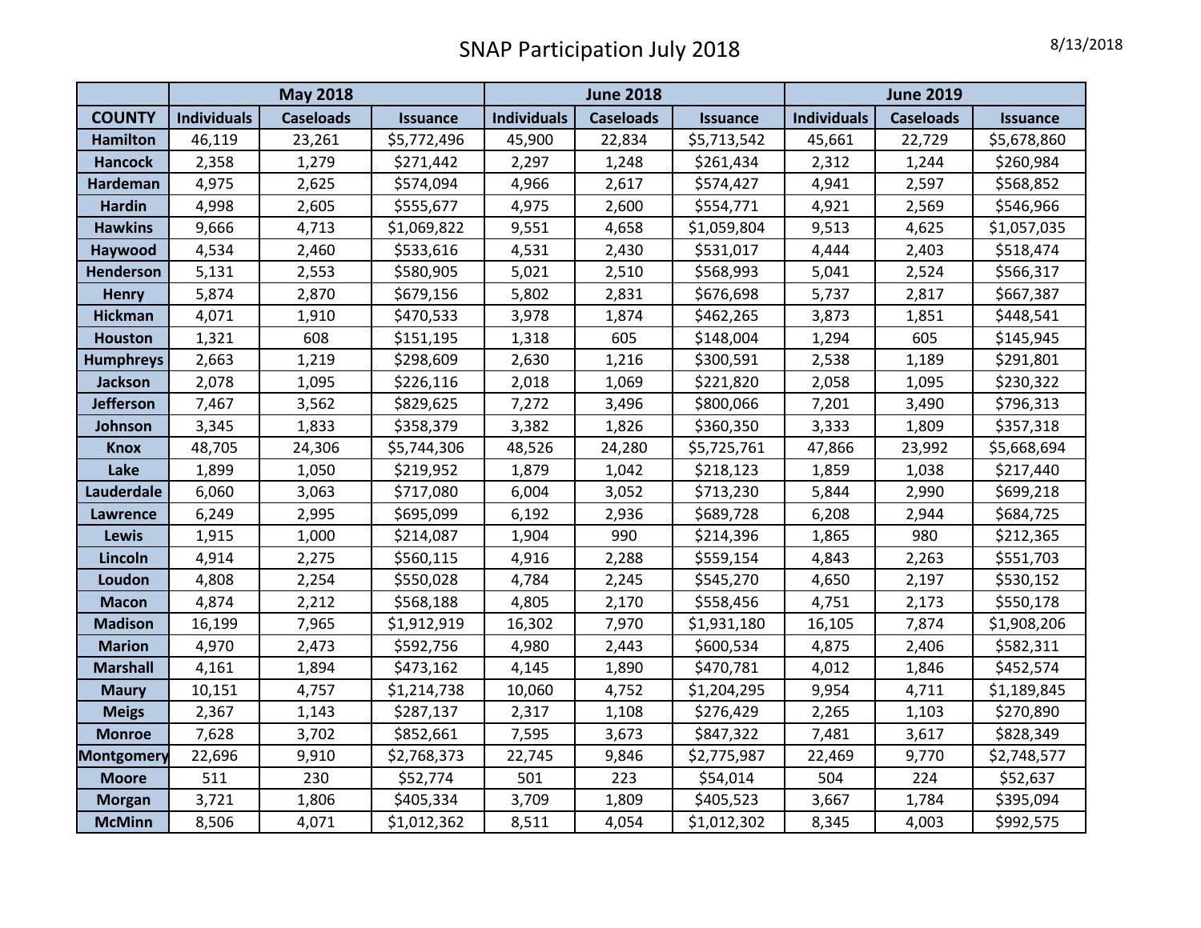# SNAP Participation July 2018

8/13/2018

| COUNTY | May 2018 | | | June 2018 | | | June 2019 | | |
|---|---|---|---|---|---|---|---|---|---|
| | Individuals | Caseloads | Issuance | Individuals | Caseloads | Issuance | Individuals | Caseloads | Issuance |
| Hamilton | 46,119 | 23,261 | $5,772,496 | 45,900 | 22,834 | $5,713,542 | 45,661 | 22,729 | $5,678,860 |
| Hancock | 2,358 | 1,279 | $271,442 | 2,297 | 1,248 | $261,434 | 2,312 | 1,244 | $260,984 |
| Hardeman | 4,975 | 2,625 | $574,094 | 4,966 | 2,617 | $574,427 | 4,941 | 2,597 | $568,852 |
| Hardin | 4,998 | 2,605 | $555,677 | 4,975 | 2,600 | $554,771 | 4,921 | 2,569 | $546,966 |
| Hawkins | 9,666 | 4,713 | $1,069,822 | 9,551 | 4,658 | $1,059,804 | 9,513 | 4,625 | $1,057,035 |
| Haywood | 4,534 | 2,460 | $533,616 | 4,531 | 2,430 | $531,017 | 4,444 | 2,403 | $518,474 |
| Henderson | 5,131 | 2,553 | $580,905 | 5,021 | 2,510 | $568,993 | 5,041 | 2,524 | $566,317 |
| Henry | 5,874 | 2,870 | $679,156 | 5,802 | 2,831 | $676,698 | 5,737 | 2,817 | $667,387 |
| Hickman | 4,071 | 1,910 | $470,533 | 3,978 | 1,874 | $462,265 | 3,873 | 1,851 | $448,541 |
| Houston | 1,321 | 608 | $151,195 | 1,318 | 605 | $148,004 | 1,294 | 605 | $145,945 |
| Humphreys | 2,663 | 1,219 | $298,609 | 2,630 | 1,216 | $300,591 | 2,538 | 1,189 | $291,801 |
| Jackson | 2,078 | 1,095 | $226,116 | 2,018 | 1,069 | $221,820 | 2,058 | 1,095 | $230,322 |
| Jefferson | 7,467 | 3,562 | $829,625 | 7,272 | 3,496 | $800,066 | 7,201 | 3,490 | $796,313 |
| Johnson | 3,345 | 1,833 | $358,379 | 3,382 | 1,826 | $360,350 | 3,333 | 1,809 | $357,318 |
| Knox | 48,705 | 24,306 | $5,744,306 | 48,526 | 24,280 | $5,725,761 | 47,866 | 23,992 | $5,668,694 |
| Lake | 1,899 | 1,050 | $219,952 | 1,879 | 1,042 | $218,123 | 1,859 | 1,038 | $217,440 |
| Lauderdale | 6,060 | 3,063 | $717,080 | 6,004 | 3,052 | $713,230 | 5,844 | 2,990 | $699,218 |
| Lawrence | 6,249 | 2,995 | $695,099 | 6,192 | 2,936 | $689,728 | 6,208 | 2,944 | $684,725 |
| Lewis | 1,915 | 1,000 | $214,087 | 1,904 | 990 | $214,396 | 1,865 | 980 | $212,365 |
| Lincoln | 4,914 | 2,275 | $560,115 | 4,916 | 2,288 | $559,154 | 4,843 | 2,263 | $551,703 |
| Loudon | 4,808 | 2,254 | $550,028 | 4,784 | 2,245 | $545,270 | 4,650 | 2,197 | $530,152 |
| Macon | 4,874 | 2,212 | $568,188 | 4,805 | 2,170 | $558,456 | 4,751 | 2,173 | $550,178 |
| Madison | 16,199 | 7,965 | $1,912,919 | 16,302 | 7,970 | $1,931,180 | 16,105 | 7,874 | $1,908,206 |
| Marion | 4,970 | 2,473 | $592,756 | 4,980 | 2,443 | $600,534 | 4,875 | 2,406 | $582,311 |
| Marshall | 4,161 | 1,894 | $473,162 | 4,145 | 1,890 | $470,781 | 4,012 | 1,846 | $452,574 |
| Maury | 10,151 | 4,757 | $1,214,738 | 10,060 | 4,752 | $1,204,295 | 9,954 | 4,711 | $1,189,845 |
| Meigs | 2,367 | 1,143 | $287,137 | 2,317 | 1,108 | $276,429 | 2,265 | 1,103 | $270,890 |
| Monroe | 7,628 | 3,702 | $852,661 | 7,595 | 3,673 | $847,322 | 7,481 | 3,617 | $828,349 |
| Montgomery | 22,696 | 9,910 | $2,768,373 | 22,745 | 9,846 | $2,775,987 | 22,469 | 9,770 | $2,748,577 |
| Moore | 511 | 230 | $52,774 | 501 | 223 | $54,014 | 504 | 224 | $52,637 |
| Morgan | 3,721 | 1,806 | $405,334 | 3,709 | 1,809 | $405,523 | 3,667 | 1,784 | $395,094 |
| McMinn | 8,506 | 4,071 | $1,012,362 | 8,511 | 4,054 | $1,012,302 | 8,345 | 4,003 | $992,575 |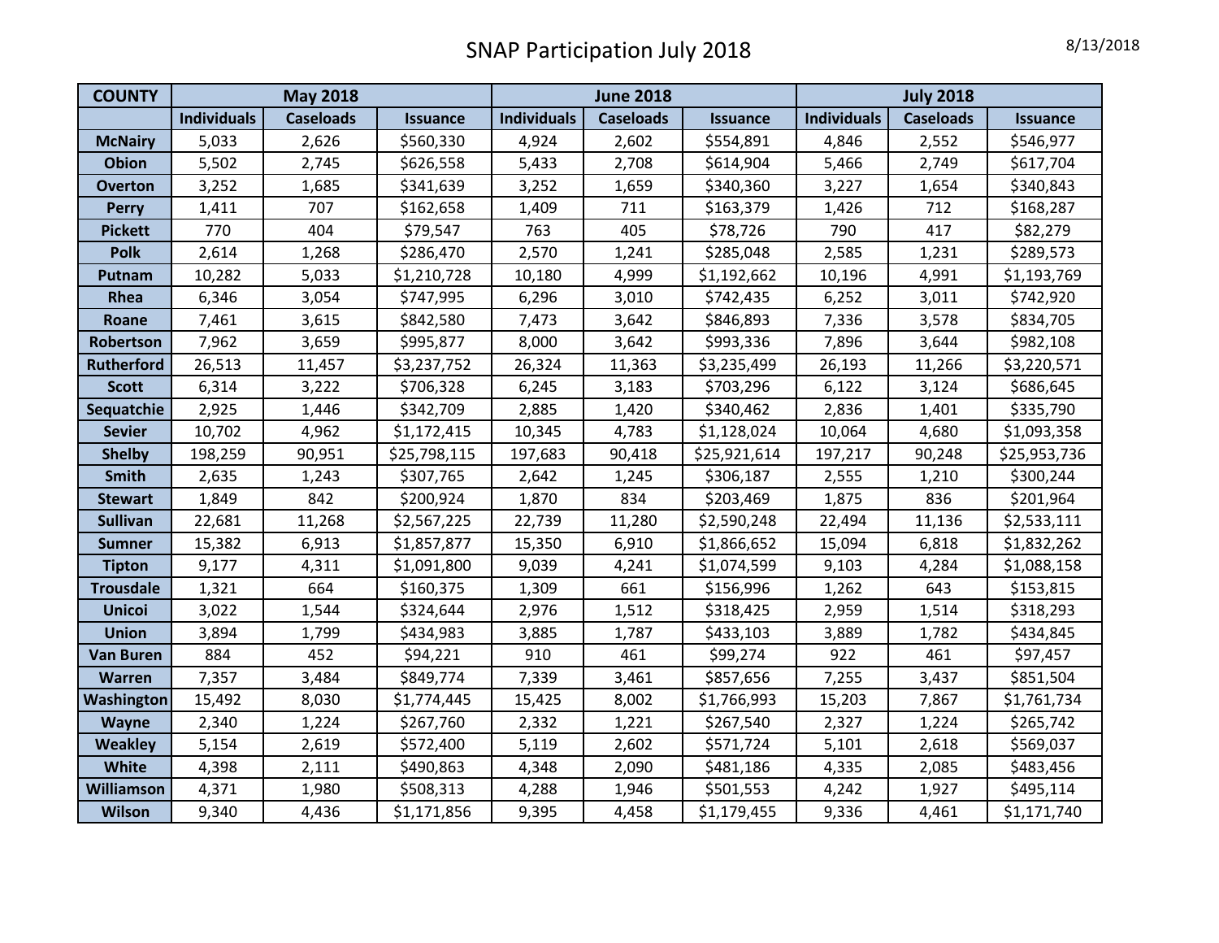# SNAP Participation July 2018

8/13/2018

| COUNTY | May 2018 | | | June 2018 | | | July 2018 | | |
|---|---|---|---|---|---|---|---|---|---|
| | Individuals | Caseloads | Issuance | Individuals | Caseloads | Issuance | Individuals | Caseloads | Issuance |
| McNairy | 5,033 | 2,626 | $560,330 | 4,924 | 2,602 | $554,891 | 4,846 | 2,552 | $546,977 |
| Obion | 5,502 | 2,745 | $626,558 | 5,433 | 2,708 | $614,904 | 5,466 | 2,749 | $617,704 |
| Overton | 3,252 | 1,685 | $341,639 | 3,252 | 1,659 | $340,360 | 3,227 | 1,654 | $340,843 |
| Perry | 1,411 | 707 | $162,658 | 1,409 | 711 | $163,379 | 1,426 | 712 | $168,287 |
| Pickett | 770 | 404 | $79,547 | 763 | 405 | $78,726 | 790 | 417 | $82,279 |
| Polk | 2,614 | 1,268 | $286,470 | 2,570 | 1,241 | $285,048 | 2,585 | 1,231 | $289,573 |
| Putnam | 10,282 | 5,033 | $1,210,728 | 10,180 | 4,999 | $1,192,662 | 10,196 | 4,991 | $1,193,769 |
| Rhea | 6,346 | 3,054 | $747,995 | 6,296 | 3,010 | $742,435 | 6,252 | 3,011 | $742,920 |
| Roane | 7,461 | 3,615 | $842,580 | 7,473 | 3,642 | $846,893 | 7,336 | 3,578 | $834,705 |
| Robertson | 7,962 | 3,659 | $995,877 | 8,000 | 3,642 | $993,336 | 7,896 | 3,644 | $982,108 |
| Rutherford | 26,513 | 11,457 | $3,237,752 | 26,324 | 11,363 | $3,235,499 | 26,193 | 11,266 | $3,220,571 |
| Scott | 6,314 | 3,222 | $706,328 | 6,245 | 3,183 | $703,296 | 6,122 | 3,124 | $686,645 |
| Sequatchie | 2,925 | 1,446 | $342,709 | 2,885 | 1,420 | $340,462 | 2,836 | 1,401 | $335,790 |
| Sevier | 10,702 | 4,962 | $1,172,415 | 10,345 | 4,783 | $1,128,024 | 10,064 | 4,680 | $1,093,358 |
| Shelby | 198,259 | 90,951 | $25,798,115 | 197,683 | 90,418 | $25,921,614 | 197,217 | 90,248 | $25,953,736 |
| Smith | 2,635 | 1,243 | $307,765 | 2,642 | 1,245 | $306,187 | 2,555 | 1,210 | $300,244 |
| Stewart | 1,849 | 842 | $200,924 | 1,870 | 834 | $203,469 | 1,875 | 836 | $201,964 |
| Sullivan | 22,681 | 11,268 | $2,567,225 | 22,739 | 11,280 | $2,590,248 | 22,494 | 11,136 | $2,533,111 |
| Sumner | 15,382 | 6,913 | $1,857,877 | 15,350 | 6,910 | $1,866,652 | 15,094 | 6,818 | $1,832,262 |
| Tipton | 9,177 | 4,311 | $1,091,800 | 9,039 | 4,241 | $1,074,599 | 9,103 | 4,284 | $1,088,158 |
| Trousdale | 1,321 | 664 | $160,375 | 1,309 | 661 | $156,996 | 1,262 | 643 | $153,815 |
| Unicoi | 3,022 | 1,544 | $324,644 | 2,976 | 1,512 | $318,425 | 2,959 | 1,514 | $318,293 |
| Union | 3,894 | 1,799 | $434,983 | 3,885 | 1,787 | $433,103 | 3,889 | 1,782 | $434,845 |
| Van Buren | 884 | 452 | $94,221 | 910 | 461 | $99,274 | 922 | 461 | $97,457 |
| Warren | 7,357 | 3,484 | $849,774 | 7,339 | 3,461 | $857,656 | 7,255 | 3,437 | $851,504 |
| Washington | 15,492 | 8,030 | $1,774,445 | 15,425 | 8,002 | $1,766,993 | 15,203 | 7,867 | $1,761,734 |
| Wayne | 2,340 | 1,224 | $267,760 | 2,332 | 1,221 | $267,540 | 2,327 | 1,224 | $265,742 |
| Weakley | 5,154 | 2,619 | $572,400 | 5,119 | 2,602 | $571,724 | 5,101 | 2,618 | $569,037 |
| White | 4,398 | 2,111 | $490,863 | 4,348 | 2,090 | $481,186 | 4,335 | 2,085 | $483,456 |
| Williamson | 4,371 | 1,980 | $508,313 | 4,288 | 1,946 | $501,553 | 4,242 | 1,927 | $495,114 |
| Wilson | 9,340 | 4,436 | $1,171,856 | 9,395 | 4,458 | $1,179,455 | 9,336 | 4,461 | $1,171,740 |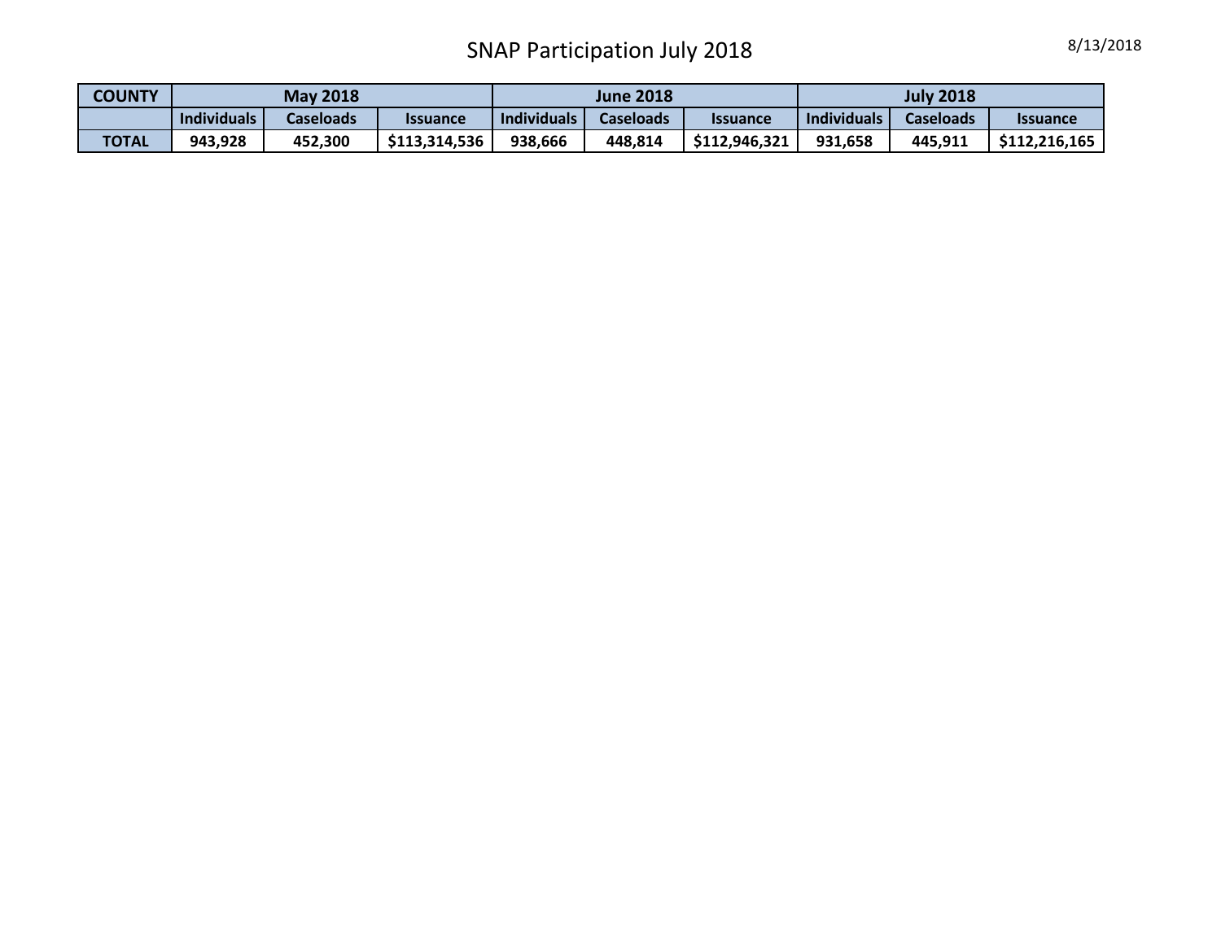# SNAP Participation July 2018

8/13/2018

| COUNTY | May 2018 | | | June 2018 | | | July 2018 | | |
|---|---|---|---|---|---|---|---|---|---|
| | Individuals | Caseloads | Issuance | Individuals | Caseloads | Issuance | Individuals | Caseloads | Issuance |
| **TOTAL** | **943,928** | **452,300** | **$113,314,536** | **938,666** | **448,814** | **$112,946,321** | **931,658** | **445,911** | **$112,216,165** |